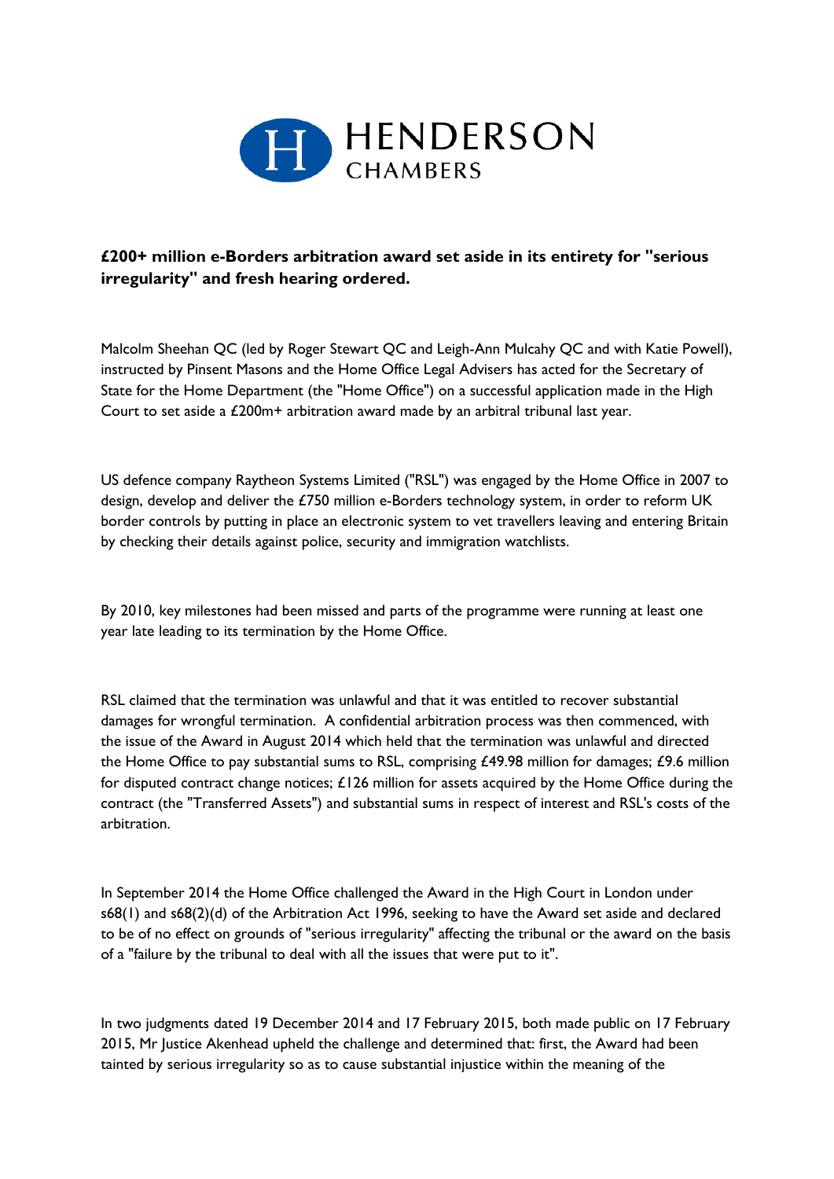HENDERSON CHAMBERS

**£200+ million e-Borders arbitration award set aside in its entirety for "serious irregularity" and fresh hearing ordered.**

Malcolm Sheehan QC (led by Roger Stewart QC and Leigh-Ann Mulcahy QC and with Katie Powell), instructed by Pinsent Masons and the Home Office Legal Advisers has acted for the Secretary of State for the Home Department (the "Home Office") on a successful application made in the High Court to set aside a £200m+ arbitration award made by an arbitral tribunal last year.

US defence company Raytheon Systems Limited ("RSL") was engaged by the Home Office in 2007 to design, develop and deliver the £750 million e-Borders technology system, in order to reform UK border controls by putting in place an electronic system to vet travellers leaving and entering Britain by checking their details against police, security and immigration watchlists.

By 2010, key milestones had been missed and parts of the programme were running at least one year late leading to its termination by the Home Office.

RSL claimed that the termination was unlawful and that it was entitled to recover substantial damages for wrongful termination. A confidential arbitration process was then commenced, with the issue of the Award in August 2014 which held that the termination was unlawful and directed the Home Office to pay substantial sums to RSL, comprising £49.98 million for damages; £9.6 million for disputed contract change notices; £126 million for assets acquired by the Home Office during the contract (the "Transferred Assets") and substantial sums in respect of interest and RSL's costs of the arbitration.

In September 2014 the Home Office challenged the Award in the High Court in London under s68(1) and s68(2)(d) of the Arbitration Act 1996, seeking to have the Award set aside and declared to be of no effect on grounds of "serious irregularity" affecting the tribunal or the award on the basis of a "failure by the tribunal to deal with all the issues that were put to it".

In two judgments dated 19 December 2014 and 17 February 2015, both made public on 17 February 2015, Mr Justice Akenhead upheld the challenge and determined that: first, the Award had been tainted by serious irregularity so as to cause substantial injustice within the meaning of the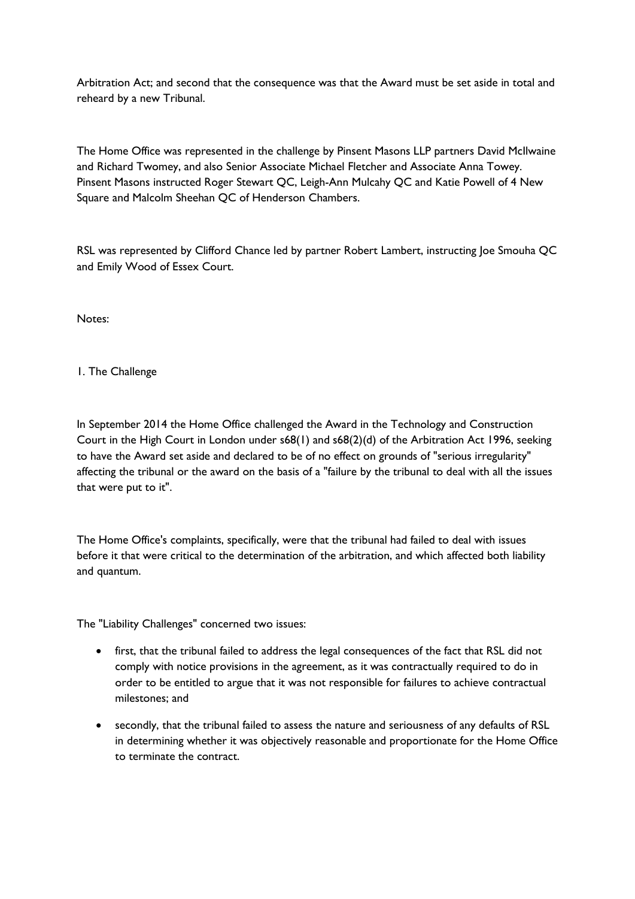Arbitration Act; and second that the consequence was that the Award must be set aside in total and reheard by a new Tribunal.

The Home Office was represented in the challenge by Pinsent Masons LLP partners David McIlwaine and Richard Twomey, and also Senior Associate Michael Fletcher and Associate Anna Towey. Pinsent Masons instructed Roger Stewart QC, Leigh-Ann Mulcahy QC and Katie Powell of 4 New Square and Malcolm Sheehan QC of Henderson Chambers.

RSL was represented by Clifford Chance led by partner Robert Lambert, instructing Joe Smouha QC and Emily Wood of Essex Court.

Notes:

1. The Challenge

In September 2014 the Home Office challenged the Award in the Technology and Construction Court in the High Court in London under s68(1) and s68(2)(d) of the Arbitration Act 1996, seeking to have the Award set aside and declared to be of no effect on grounds of "serious irregularity" affecting the tribunal or the award on the basis of a "failure by the tribunal to deal with all the issues that were put to it".

The Home Office's complaints, specifically, were that the tribunal had failed to deal with issues before it that were critical to the determination of the arbitration, and which affected both liability and quantum.

The "Liability Challenges" concerned two issues:

- first, that the tribunal failed to address the legal consequences of the fact that RSL did not comply with notice provisions in the agreement, as it was contractually required to do in order to be entitled to argue that it was not responsible for failures to achieve contractual milestones; and
- secondly, that the tribunal failed to assess the nature and seriousness of any defaults of RSL in determining whether it was objectively reasonable and proportionate for the Home Office to terminate the contract.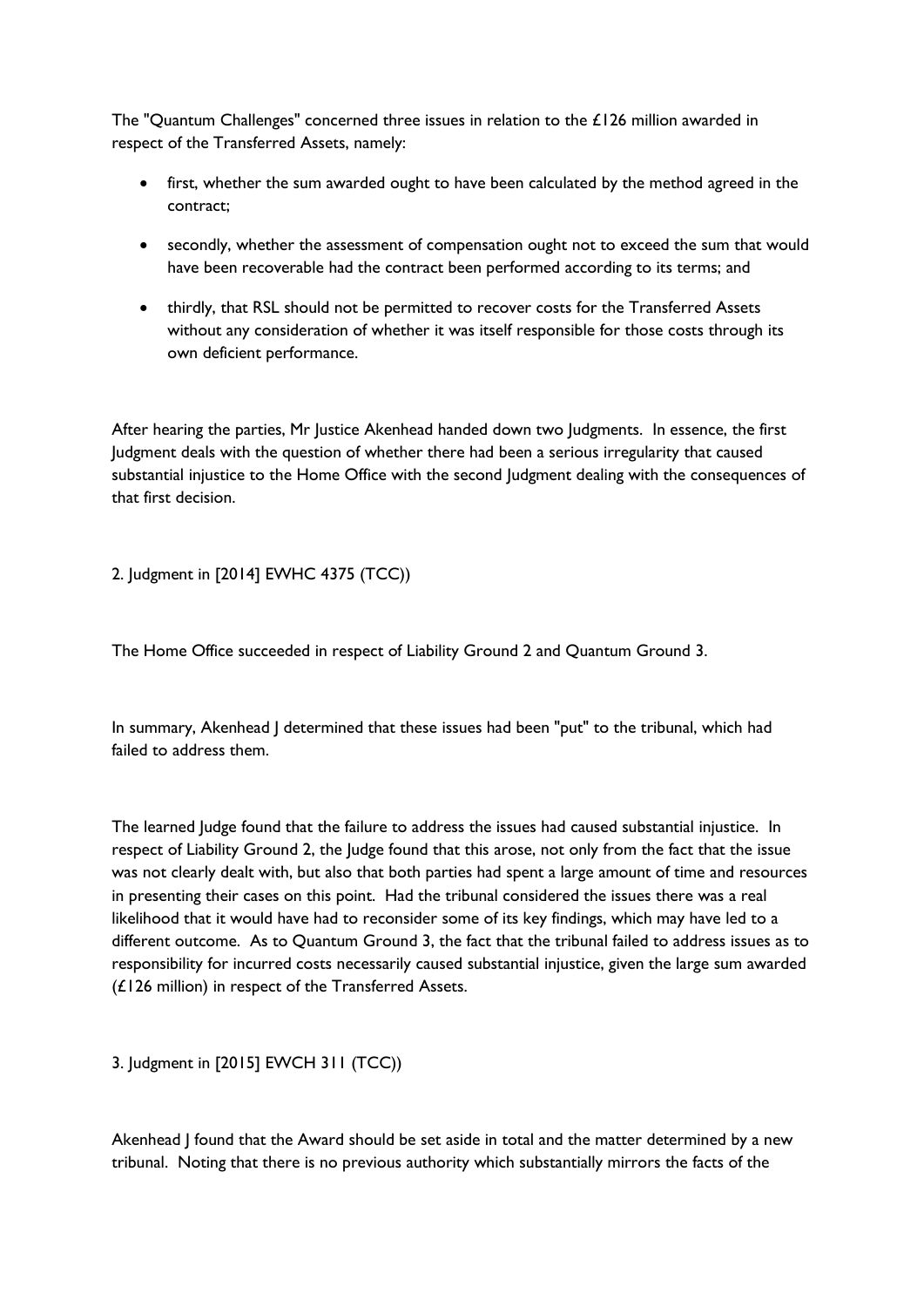The "Quantum Challenges" concerned three issues in relation to the £126 million awarded in respect of the Transferred Assets, namely:

- first, whether the sum awarded ought to have been calculated by the method agreed in the contract;
- secondly, whether the assessment of compensation ought not to exceed the sum that would have been recoverable had the contract been performed according to its terms; and
- thirdly, that RSL should not be permitted to recover costs for the Transferred Assets without any consideration of whether it was itself responsible for those costs through its own deficient performance.

After hearing the parties, Mr Justice Akenhead handed down two Judgments. In essence, the first Judgment deals with the question of whether there had been a serious irregularity that caused substantial injustice to the Home Office with the second Judgment dealing with the consequences of that first decision.

2. Judgment in [2014] EWHC 4375 (TCC))

The Home Office succeeded in respect of Liability Ground 2 and Quantum Ground 3.

In summary, Akenhead J determined that these issues had been "put" to the tribunal, which had failed to address them.

The learned Judge found that the failure to address the issues had caused substantial injustice. In respect of Liability Ground 2, the Judge found that this arose, not only from the fact that the issue was not clearly dealt with, but also that both parties had spent a large amount of time and resources in presenting their cases on this point. Had the tribunal considered the issues there was a real likelihood that it would have had to reconsider some of its key findings, which may have led to a different outcome. As to Quantum Ground 3, the fact that the tribunal failed to address issues as to responsibility for incurred costs necessarily caused substantial injustice, given the large sum awarded (£126 million) in respect of the Transferred Assets.

3. Judgment in [2015] EWCH 311 (TCC))

Akenhead J found that the Award should be set aside in total and the matter determined by a new tribunal. Noting that there is no previous authority which substantially mirrors the facts of the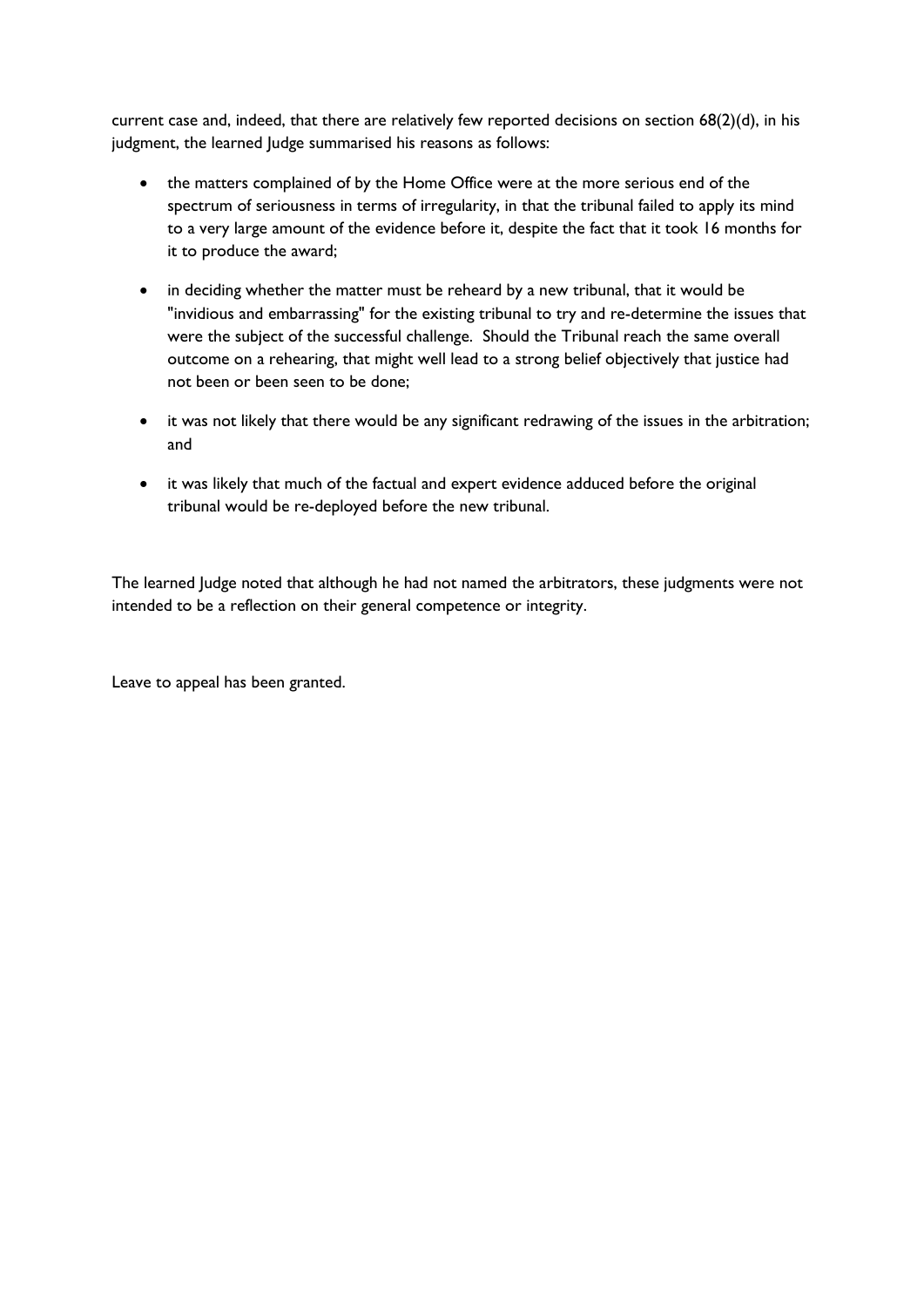current case and, indeed, that there are relatively few reported decisions on section 68(2)(d), in his judgment, the learned Judge summarised his reasons as follows:

- the matters complained of by the Home Office were at the more serious end of the spectrum of seriousness in terms of irregularity, in that the tribunal failed to apply its mind to a very large amount of the evidence before it, despite the fact that it took 16 months for it to produce the award;
- in deciding whether the matter must be reheard by a new tribunal, that it would be "invidious and embarrassing" for the existing tribunal to try and re-determine the issues that were the subject of the successful challenge. Should the Tribunal reach the same overall outcome on a rehearing, that might well lead to a strong belief objectively that justice had not been or been seen to be done;
- it was not likely that there would be any significant redrawing of the issues in the arbitration; and
- it was likely that much of the factual and expert evidence adduced before the original tribunal would be re-deployed before the new tribunal.

The learned Judge noted that although he had not named the arbitrators, these judgments were not intended to be a reflection on their general competence or integrity.

Leave to appeal has been granted.